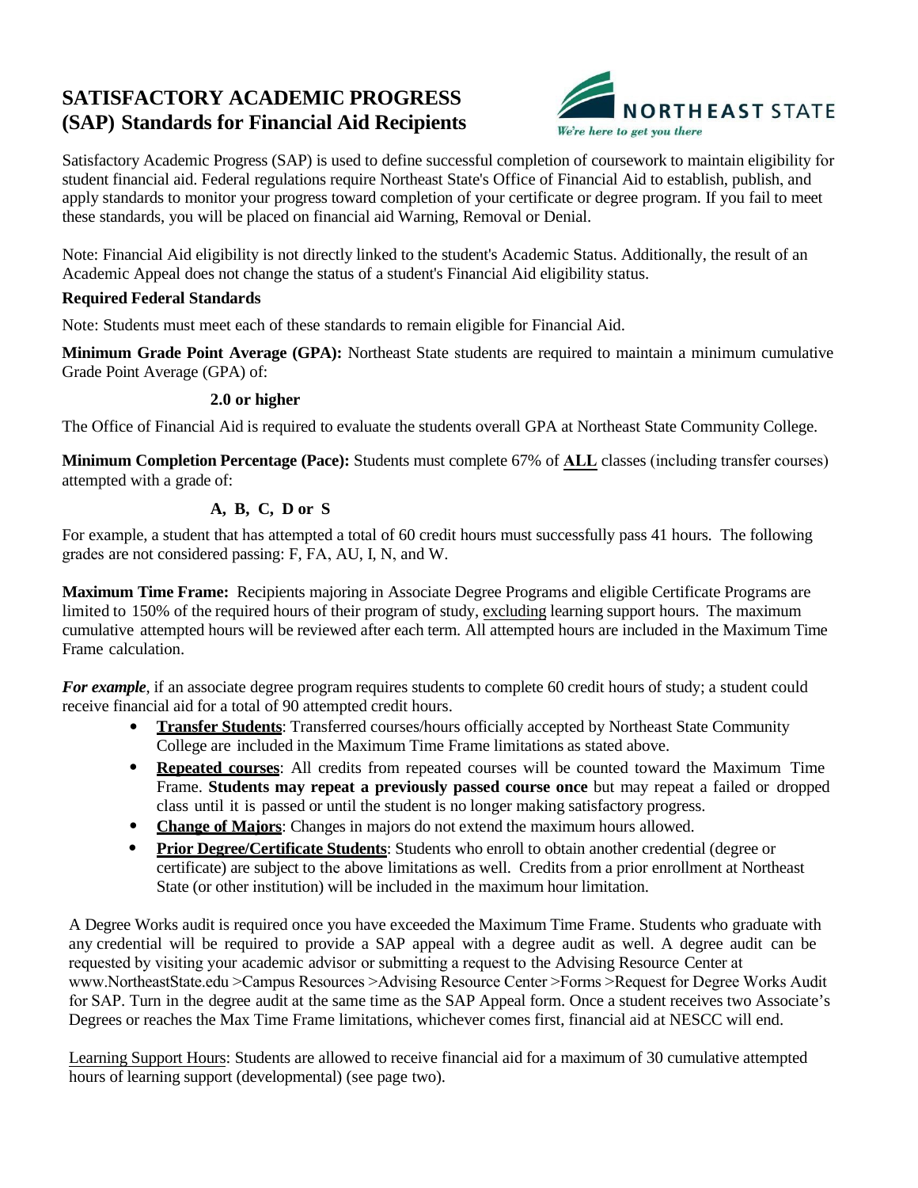# SATISFACTORY ACADEMIC PROGRESS (SAP) Standards for Financial Aid Recipients

NORTHEAST STATE
*We're here to get you there*

Satisfactory Academic Progress (SAP) is used to define successful completion of coursework to maintain eligibility for student financial aid. Federal regulations require Northeast State's Office of Financial Aid to establish, publish, and apply standards to monitor your progress toward completion of your certificate or degree program. If you fail to meet these standards, you will be placed on financial aid Warning, Removal or Denial.

Note: Financial Aid eligibility is not directly linked to the student's Academic Status. Additionally, the result of an Academic Appeal does not change the status of a student's Financial Aid eligibility status.

**Required Federal Standards**

Note: Students must meet each of these standards to remain eligible for Financial Aid.

**Minimum Grade Point Average (GPA):** Northeast State students are required to maintain a minimum cumulative Grade Point Average (GPA) of:

**2.0 or higher**

The Office of Financial Aid is required to evaluate the students overall GPA at Northeast State Community College.

**Minimum Completion Percentage (Pace):** Students must complete 67% of **ALL** classes (including transfer courses) attempted with a grade of:

**A, B, C, D or S**

For example, a student that has attempted a total of 60 credit hours must successfully pass 41 hours. The following grades are not considered passing: F, FA, AU, I, N, and W.

**Maximum Time Frame:** Recipients majoring in Associate Degree Programs and eligible Certificate Programs are limited to 150% of the required hours of their program of study, excluding learning support hours. The maximum cumulative attempted hours will be reviewed after each term. All attempted hours are included in the Maximum Time Frame calculation.

***For example***, if an associate degree program requires students to complete 60 credit hours of study; a student could receive financial aid for a total of 90 attempted credit hours.

- **Transfer Students**: Transferred courses/hours officially accepted by Northeast State Community College are included in the Maximum Time Frame limitations as stated above.
- **Repeated courses**: All credits from repeated courses will be counted toward the Maximum Time Frame. **Students may repeat a previously passed course once** but may repeat a failed or dropped class until it is passed or until the student is no longer making satisfactory progress.
- **Change of Majors**: Changes in majors do not extend the maximum hours allowed.
- **Prior Degree/Certificate Students**: Students who enroll to obtain another credential (degree or certificate) are subject to the above limitations as well. Credits from a prior enrollment at Northeast State (or other institution) will be included in the maximum hour limitation.

A Degree Works audit is required once you have exceeded the Maximum Time Frame. Students who graduate with any credential will be required to provide a SAP appeal with a degree audit as well. A degree audit can be requested by visiting your academic advisor or submitting a request to the Advising Resource Center at www.NortheastState.edu >Campus Resources >Advising Resource Center >Forms >Request for Degree Works Audit for SAP. Turn in the degree audit at the same time as the SAP Appeal form. Once a student receives two Associate's Degrees or reaches the Max Time Frame limitations, whichever comes first, financial aid at NESCC will end.

Learning Support Hours: Students are allowed to receive financial aid for a maximum of 30 cumulative attempted hours of learning support (developmental) (see page two).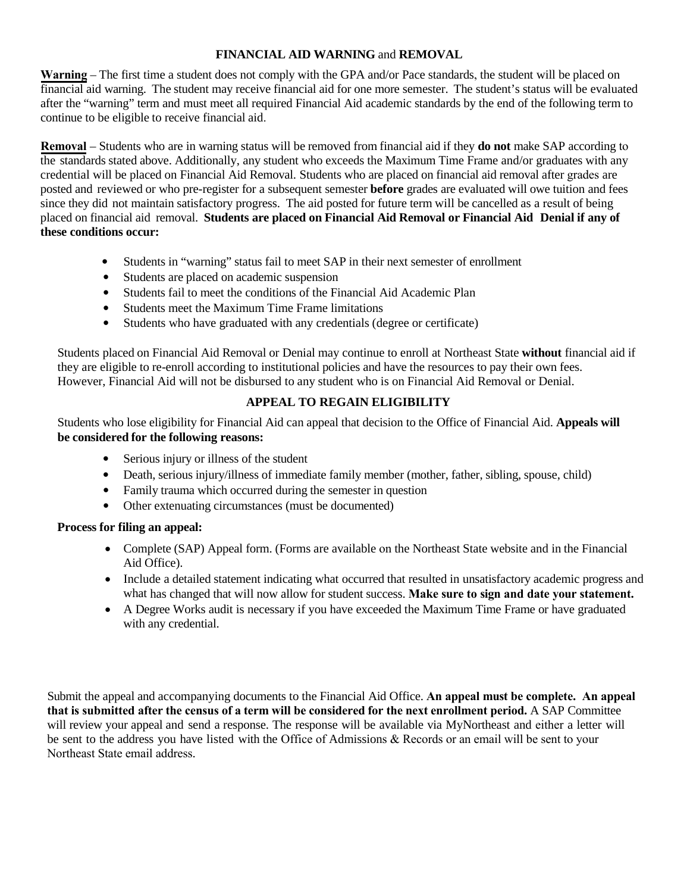## FINANCIAL AID WARNING and REMOVAL

**Warning** – The first time a student does not comply with the GPA and/or Pace standards, the student will be placed on financial aid warning. The student may receive financial aid for one more semester. The student's status will be evaluated after the "warning" term and must meet all required Financial Aid academic standards by the end of the following term to continue to be eligible to receive financial aid.

**Removal** – Students who are in warning status will be removed from financial aid if they **do not** make SAP according to the standards stated above. Additionally, any student who exceeds the Maximum Time Frame and/or graduates with any credential will be placed on Financial Aid Removal. Students who are placed on financial aid removal after grades are posted and reviewed or who pre-register for a subsequent semester **before** grades are evaluated will owe tuition and fees since they did not maintain satisfactory progress. The aid posted for future term will be cancelled as a result of being placed on financial aid removal. **Students are placed on Financial Aid Removal or Financial Aid Denial if any of these conditions occur:**

- Students in "warning" status fail to meet SAP in their next semester of enrollment
- Students are placed on academic suspension
- Students fail to meet the conditions of the Financial Aid Academic Plan
- Students meet the Maximum Time Frame limitations
- Students who have graduated with any credentials (degree or certificate)

Students placed on Financial Aid Removal or Denial may continue to enroll at Northeast State **without** financial aid if they are eligible to re-enroll according to institutional policies and have the resources to pay their own fees. However, Financial Aid will not be disbursed to any student who is on Financial Aid Removal or Denial.

## APPEAL TO REGAIN ELIGIBILITY

Students who lose eligibility for Financial Aid can appeal that decision to the Office of Financial Aid. **Appeals will be considered for the following reasons:**

- Serious injury or illness of the student
- Death, serious injury/illness of immediate family member (mother, father, sibling, spouse, child)
- Family trauma which occurred during the semester in question
- Other extenuating circumstances (must be documented)

**Process for filing an appeal:**

- Complete (SAP) Appeal form. (Forms are available on the Northeast State website and in the Financial Aid Office).
- Include a detailed statement indicating what occurred that resulted in unsatisfactory academic progress and what has changed that will now allow for student success. **Make sure to sign and date your statement.**
- A Degree Works audit is necessary if you have exceeded the Maximum Time Frame or have graduated with any credential.

Submit the appeal and accompanying documents to the Financial Aid Office. **An appeal must be complete. An appeal that is submitted after the census of a term will be considered for the next enrollment period.** A SAP Committee will review your appeal and send a response. The response will be available via MyNortheast and either a letter will be sent to the address you have listed with the Office of Admissions & Records or an email will be sent to your Northeast State email address.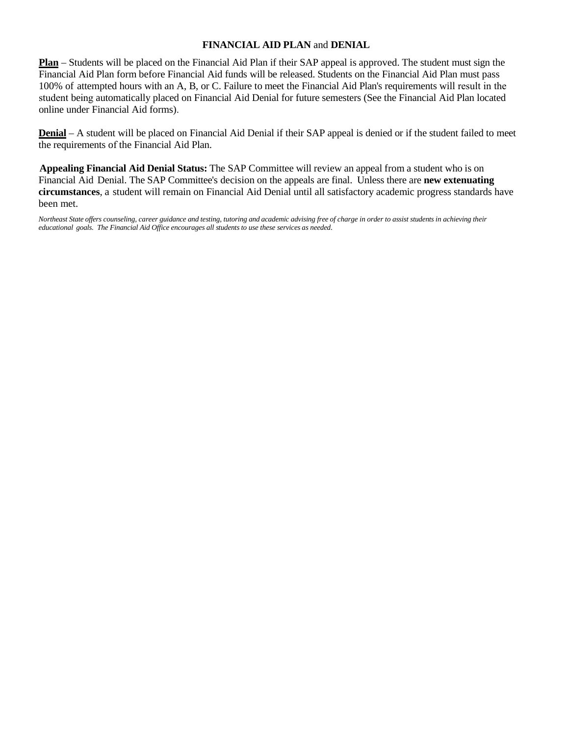## **FINANCIAL AID PLAN** and **DENIAL**

**Plan** – Students will be placed on the Financial Aid Plan if their SAP appeal is approved. The student must sign the Financial Aid Plan form before Financial Aid funds will be released. Students on the Financial Aid Plan must pass 100% of attempted hours with an A, B, or C. Failure to meet the Financial Aid Plan's requirements will result in the student being automatically placed on Financial Aid Denial for future semesters (See the Financial Aid Plan located online under Financial Aid forms).

**Denial** – A student will be placed on Financial Aid Denial if their SAP appeal is denied or if the student failed to meet the requirements of the Financial Aid Plan.

**Appealing Financial Aid Denial Status:** The SAP Committee will review an appeal from a student who is on Financial Aid Denial. The SAP Committee's decision on the appeals are final. Unless there are **new extenuating circumstances**, a student will remain on Financial Aid Denial until all satisfactory academic progress standards have been met.

*Northeast State offers counseling, career guidance and testing, tutoring and academic advising free of charge in order to assist students in achieving their educational goals. The Financial Aid Office encourages all students to use these services as needed.*